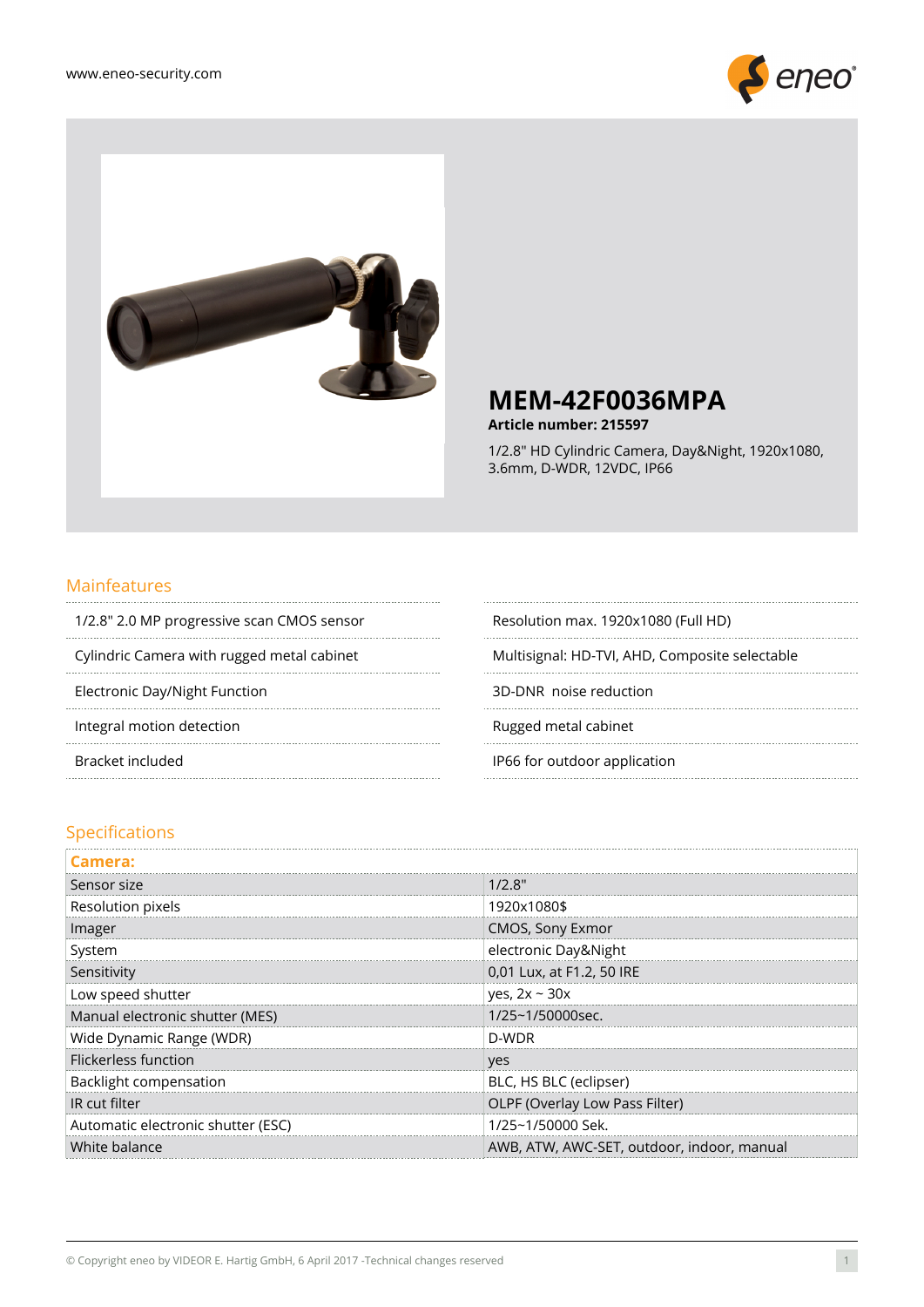www.eneo-security.com

# MEM-42F0036MPA

**Article number: 215597**

1/2.8" HD Cylindric Camera, Day&Night, 1920x1080, 3.6mm, D-WDR, 12VDC, IP66

## Mainfeatures

- 1/2.8" 2.0 MP progressive scan CMOS sensor
- Cylindric Camera with rugged metal cabinet
- Electronic Day/Night Function
- Integral motion detection
- Bracket included
- Resolution max. 1920x1080 (Full HD)
- Multisignal: HD-TVI, AHD, Composite selectable
- 3D-DNR noise reduction
- Rugged metal cabinet
- IP66 for outdoor application

## Specifications

| **Camera:** | |
|---|---|
| Sensor size | 1/2.8" |
| Resolution pixels | 1920x1080$ |
| Imager | CMOS, Sony Exmor |
| System | electronic Day&Night |
| Sensitivity | 0,01 Lux, at F1.2, 50 IRE |
| Low speed shutter | yes, 2x ~ 30x |
| Manual electronic shutter (MES) | 1/25~1/50000sec. |
| Wide Dynamic Range (WDR) | D-WDR |
| Flickerless function | yes |
| Backlight compensation | BLC, HS BLC (eclipser) |
| IR cut filter | OLPF (Overlay Low Pass Filter) |
| Automatic electronic shutter (ESC) | 1/25~1/50000 Sek. |
| White balance | AWB, ATW, AWC-SET, outdoor, indoor, manual |

© Copyright eneo by VIDEOR E. Hartig GmbH, 6 April 2017 -Technical changes reserved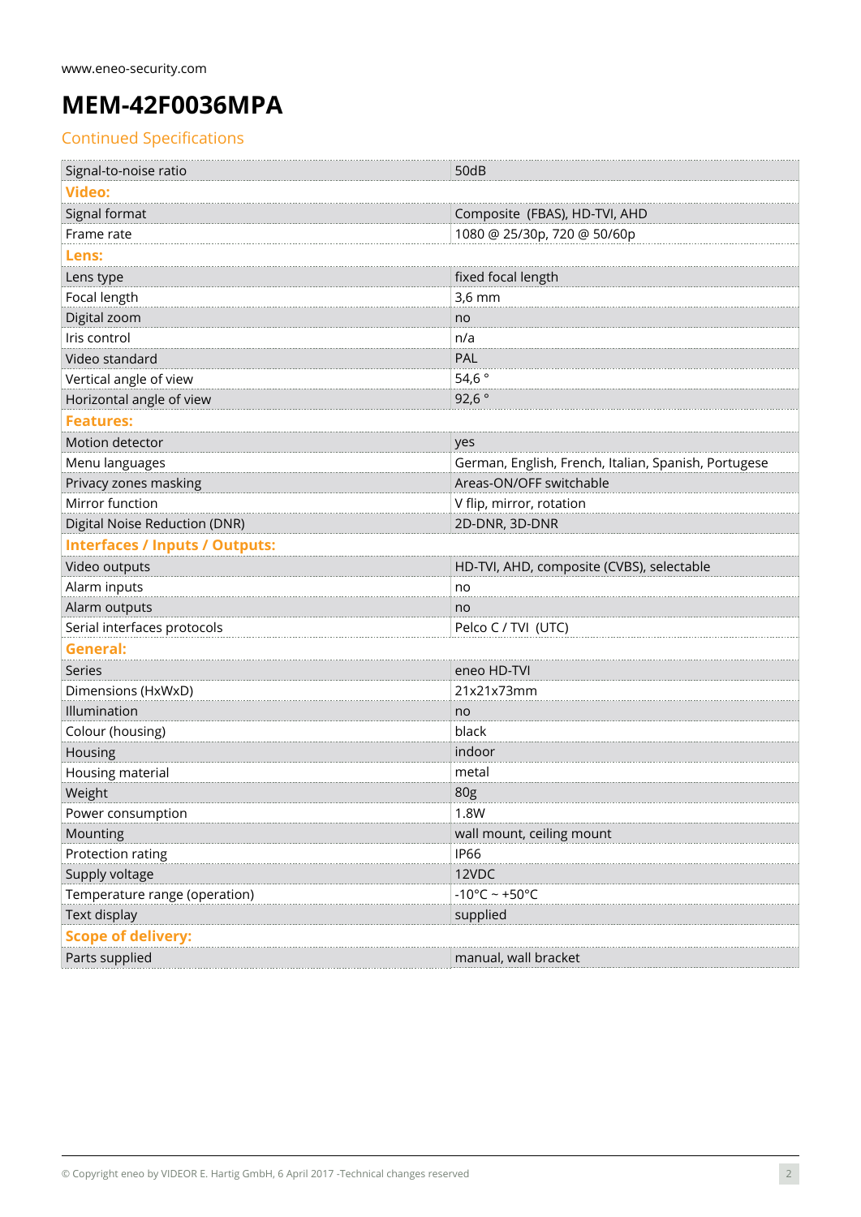www.eneo-security.com

# MEM-42F0036MPA

## Continued Specifications

| | |
|---|---|
| Signal-to-noise ratio | 50dB |
| **Video:** | |
| Signal format | Composite (FBAS), HD-TVI, AHD |
| Frame rate | 1080 @ 25/30p, 720 @ 50/60p |
| **Lens:** | |
| Lens type | fixed focal length |
| Focal length | 3,6 mm |
| Digital zoom | no |
| Iris control | n/a |
| Video standard | PAL |
| Vertical angle of view | 54,6 ° |
| Horizontal angle of view | 92,6 ° |
| **Features:** | |
| Motion detector | yes |
| Menu languages | German, English, French, Italian, Spanish, Portugese |
| Privacy zones masking | Areas-ON/OFF switchable |
| Mirror function | V flip, mirror, rotation |
| Digital Noise Reduction (DNR) | 2D-DNR, 3D-DNR |
| **Interfaces / Inputs / Outputs:** | |
| Video outputs | HD-TVI, AHD, composite (CVBS), selectable |
| Alarm inputs | no |
| Alarm outputs | no |
| Serial interfaces protocols | Pelco C / TVI (UTC) |
| **General:** | |
| Series | eneo HD-TVI |
| Dimensions (HxWxD) | 21x21x73mm |
| Illumination | no |
| Colour (housing) | black |
| Housing | indoor |
| Housing material | metal |
| Weight | 80g |
| Power consumption | 1.8W |
| Mounting | wall mount, ceiling mount |
| Protection rating | IP66 |
| Supply voltage | 12VDC |
| Temperature range (operation) | -10°C ~ +50°C |
| Text display | supplied |
| **Scope of delivery:** | |
| Parts supplied | manual, wall bracket |

© Copyright eneo by VIDEOR E. Hartig GmbH, 6 April 2017 -Technical changes reserved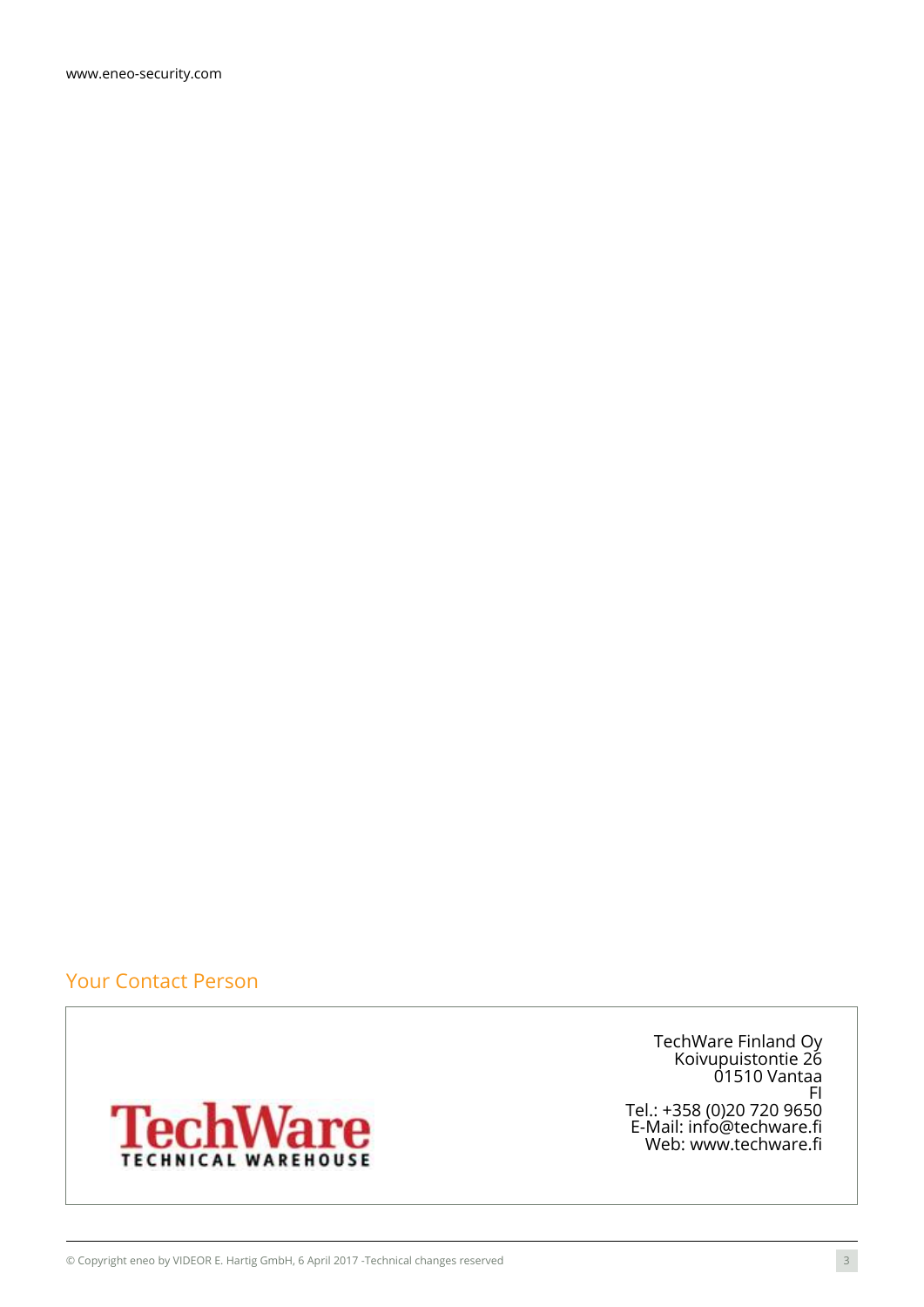www.eneo-security.com

## Your Contact Person

TechWare
TECHNICAL WAREHOUSE

TechWare Finland Oy
Koivupuistontie 26
01510 Vantaa
FI
Tel.: +358 (0)20 720 9650
E-Mail: info@techware.fi
Web: www.techware.fi

© Copyright eneo by VIDEOR E. Hartig GmbH, 6 April 2017 -Technical changes reserved